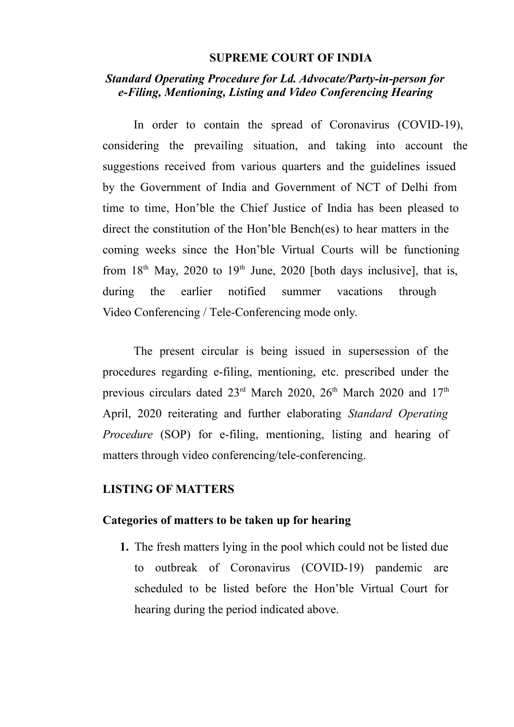**SUPREME COURT OF INDIA**

***Standard Operating Procedure for Ld. Advocate/Party-in-person for e-Filing, Mentioning, Listing and Video Conferencing Hearing***

In order to contain the spread of Coronavirus (COVID-19), considering the prevailing situation, and taking into account the suggestions received from various quarters and the guidelines issued by the Government of India and Government of NCT of Delhi from time to time, Hon'ble the Chief Justice of India has been pleased to direct the constitution of the Hon'ble Bench(es) to hear matters in the coming weeks since the Hon'ble Virtual Courts will be functioning from 18th May, 2020 to 19th June, 2020 [both days inclusive], that is, during the earlier notified summer vacations through Video Conferencing / Tele-Conferencing mode only.

The present circular is being issued in supersession of the procedures regarding e-filing, mentioning, etc. prescribed under the previous circulars dated 23rd March 2020, 26th March 2020 and 17th April, 2020 reiterating and further elaborating *Standard Operating Procedure* (SOP) for e-filing, mentioning, listing and hearing of matters through video conferencing/tele-conferencing.

**LISTING OF MATTERS**

**Categories of matters to be taken up for hearing**

1. The fresh matters lying in the pool which could not be listed due to outbreak of Coronavirus (COVID-19) pandemic are scheduled to be listed before the Hon'ble Virtual Court for hearing during the period indicated above.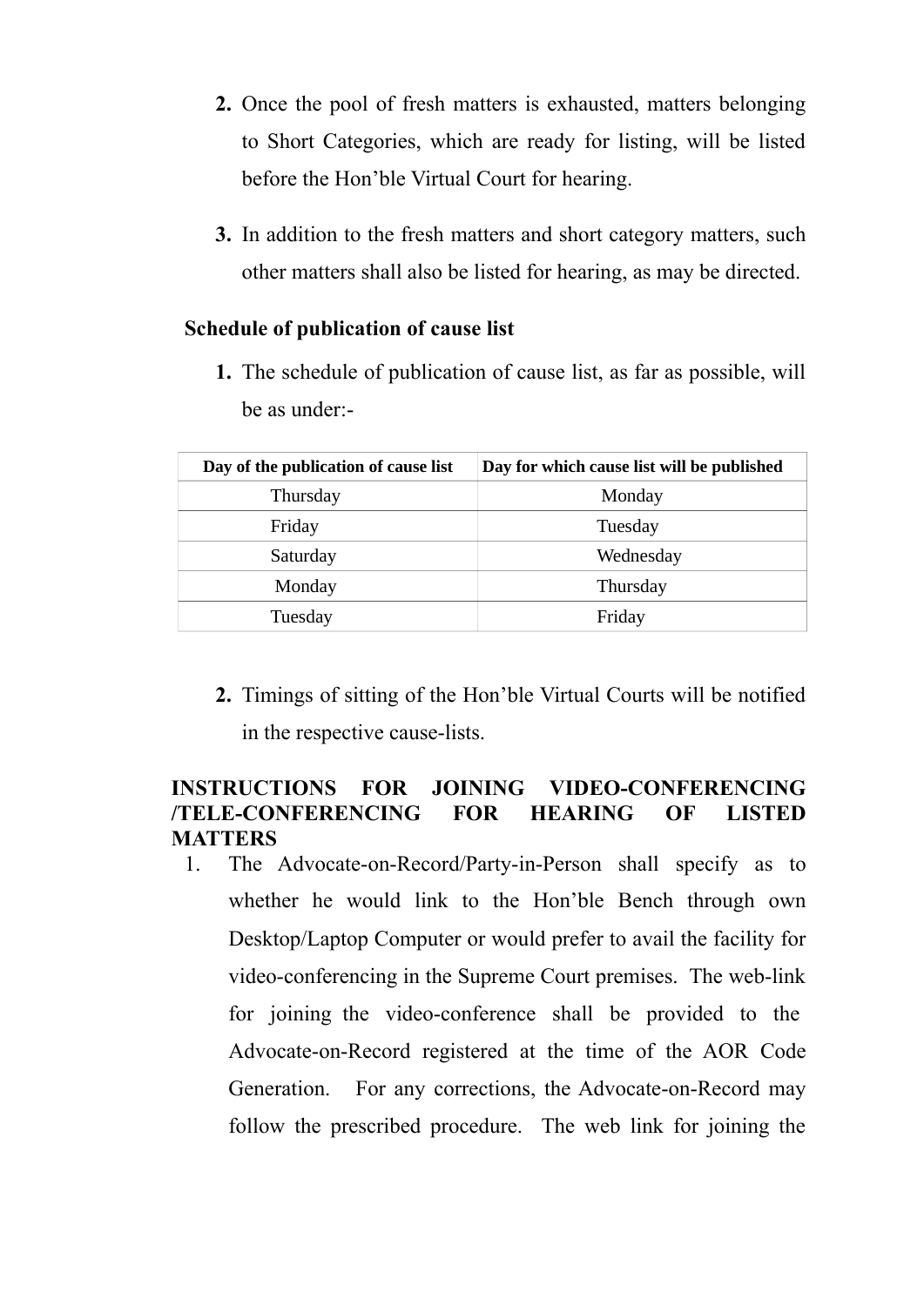2. Once the pool of fresh matters is exhausted, matters belonging to Short Categories, which are ready for listing, will be listed before the Hon'ble Virtual Court for hearing.

3. In addition to the fresh matters and short category matters, such other matters shall also be listed for hearing, as may be directed.

**Schedule of publication of cause list**

1. The schedule of publication of cause list, as far as possible, will be as under:-

| Day of the publication of cause list | Day for which cause list will be published |
|---|---|
| Thursday | Monday |
| Friday | Tuesday |
| Saturday | Wednesday |
| Monday | Thursday |
| Tuesday | Friday |

2. Timings of sitting of the Hon'ble Virtual Courts will be notified in the respective cause-lists.

**INSTRUCTIONS FOR JOINING VIDEO-CONFERENCING /TELE-CONFERENCING FOR HEARING OF LISTED MATTERS**

1. The Advocate-on-Record/Party-in-Person shall specify as to whether he would link to the Hon'ble Bench through own Desktop/Laptop Computer or would prefer to avail the facility for video-conferencing in the Supreme Court premises. The web-link for joining the video-conference shall be provided to the Advocate-on-Record registered at the time of the AOR Code Generation. For any corrections, the Advocate-on-Record may follow the prescribed procedure. The web link for joining the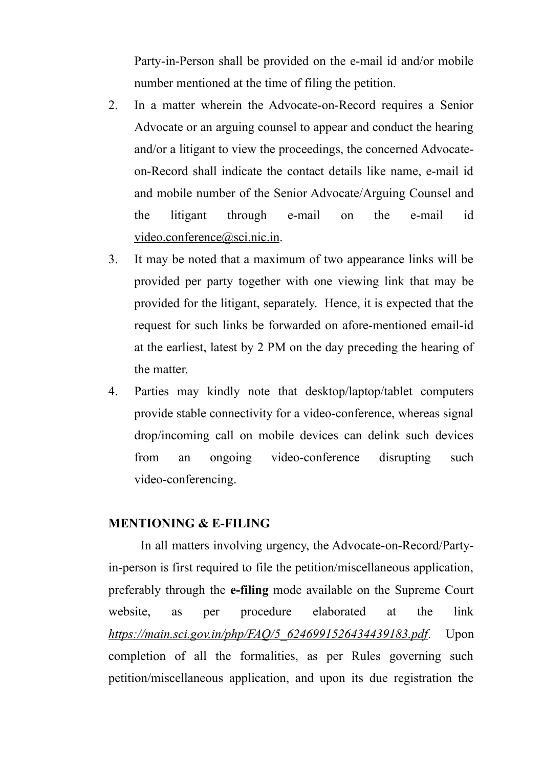Party-in-Person shall be provided on the e-mail id and/or mobile number mentioned at the time of filing the petition.

2. In a matter wherein the Advocate-on-Record requires a Senior Advocate or an arguing counsel to appear and conduct the hearing and/or a litigant to view the proceedings, the concerned Advocate-on-Record shall indicate the contact details like name, e-mail id and mobile number of the Senior Advocate/Arguing Counsel and the litigant through e-mail on the e-mail id video.conference@sci.nic.in.
3. It may be noted that a maximum of two appearance links will be provided per party together with one viewing link that may be provided for the litigant, separately. Hence, it is expected that the request for such links be forwarded on afore-mentioned email-id at the earliest, latest by 2 PM on the day preceding the hearing of the matter.
4. Parties may kindly note that desktop/laptop/tablet computers provide stable connectivity for a video-conference, whereas signal drop/incoming call on mobile devices can delink such devices from an ongoing video-conference disrupting such video-conferencing.

**MENTIONING & E-FILING**

In all matters involving urgency, the Advocate-on-Record/Party-in-person is first required to file the petition/miscellaneous application, preferably through the **e-filing** mode available on the Supreme Court website, as per procedure elaborated at the link *https://main.sci.gov.in/php/FAQ/5_6246991526434439183.pdf*. Upon completion of all the formalities, as per Rules governing such petition/miscellaneous application, and upon its due registration the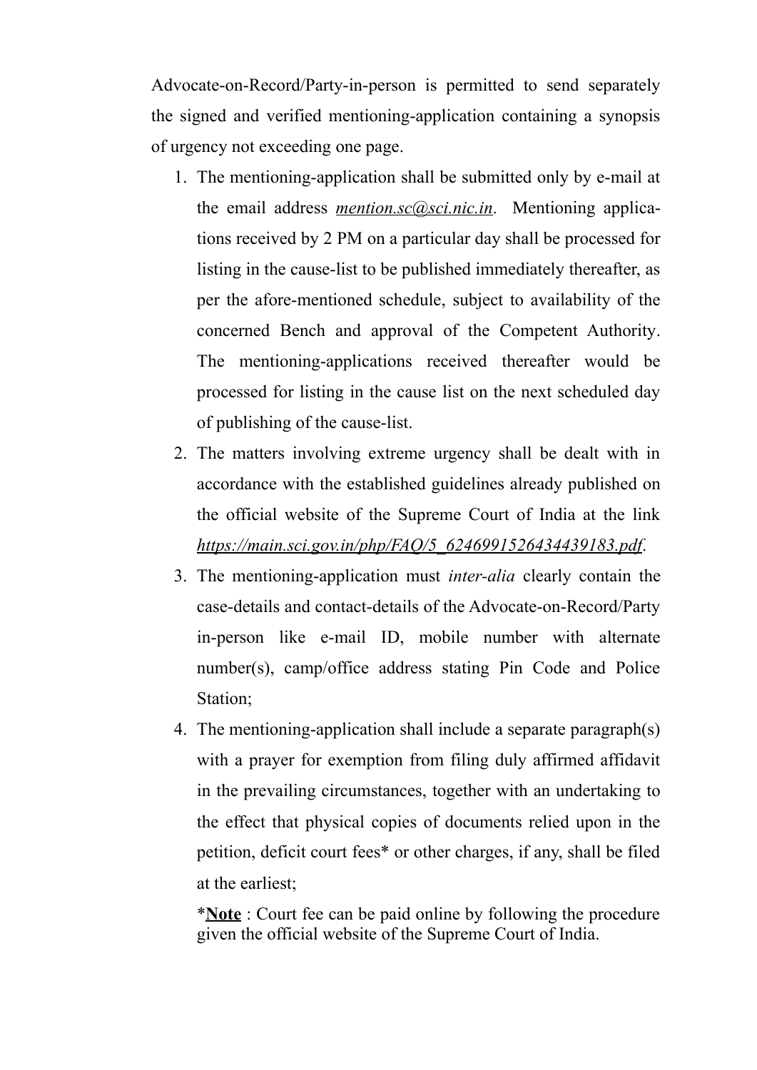Advocate-on-Record/Party-in-person is permitted to send separately the signed and verified mentioning-application containing a synopsis of urgency not exceeding one page.

1. The mentioning-application shall be submitted only by e-mail at the email address *mention.sc@sci.nic.in*. Mentioning applications received by 2 PM on a particular day shall be processed for listing in the cause-list to be published immediately thereafter, as per the afore-mentioned schedule, subject to availability of the concerned Bench and approval of the Competent Authority. The mentioning-applications received thereafter would be processed for listing in the cause list on the next scheduled day of publishing of the cause-list.
2. The matters involving extreme urgency shall be dealt with in accordance with the established guidelines already published on the official website of the Supreme Court of India at the link *https://main.sci.gov.in/php/FAQ/5_6246991526434439183.pdf*.
3. The mentioning-application must *inter-alia* clearly contain the case-details and contact-details of the Advocate-on-Record/Party in-person like e-mail ID, mobile number with alternate number(s), camp/office address stating Pin Code and Police Station;
4. The mentioning-application shall include a separate paragraph(s) with a prayer for exemption from filing duly affirmed affidavit in the prevailing circumstances, together with an undertaking to the effect that physical copies of documents relied upon in the petition, deficit court fees* or other charges, if any, shall be filed at the earliest;

   ***Note** : Court fee can be paid online by following the procedure given the official website of the Supreme Court of India.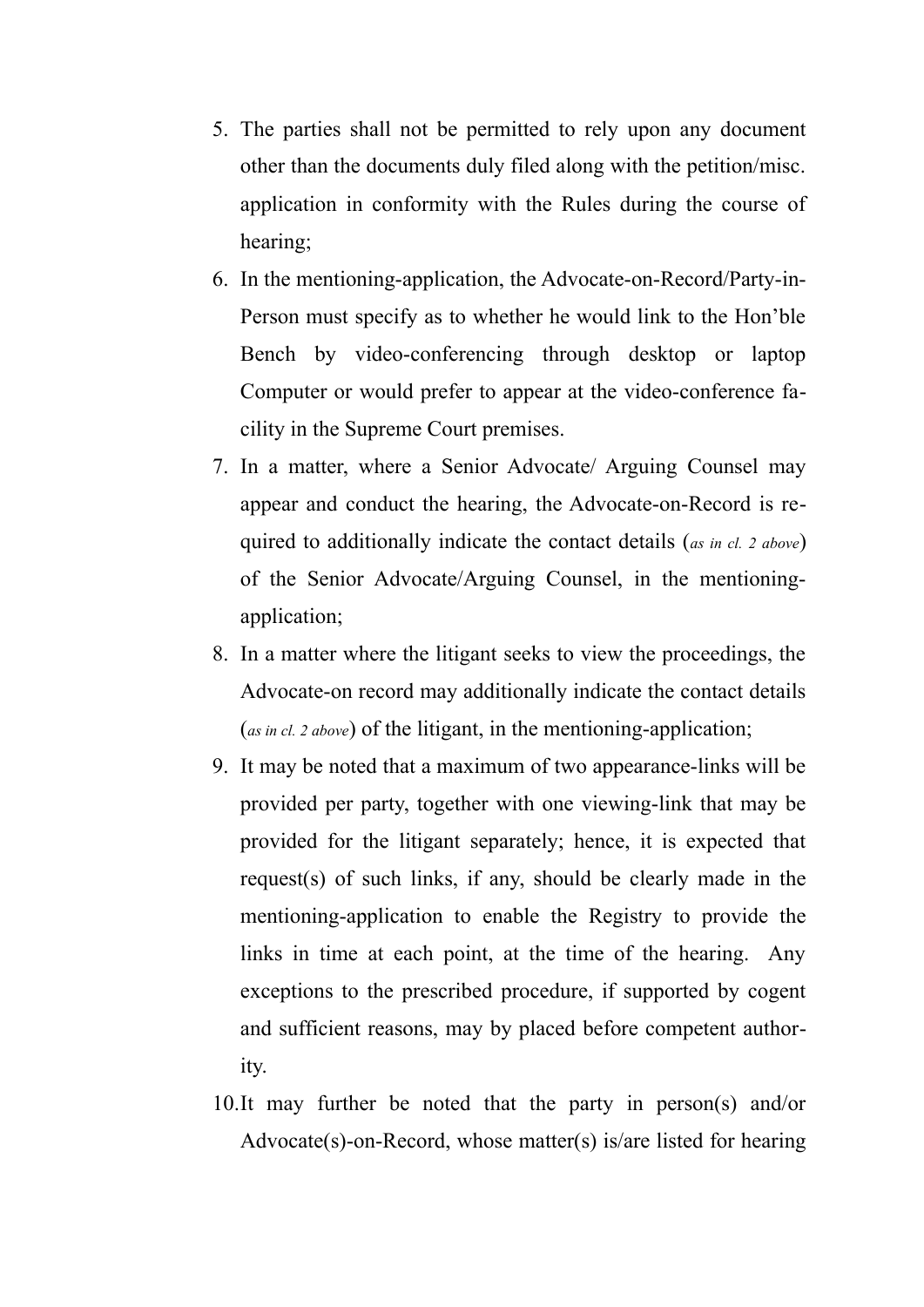5. The parties shall not be permitted to rely upon any document other than the documents duly filed along with the petition/misc. application in conformity with the Rules during the course of hearing;
6. In the mentioning-application, the Advocate-on-Record/Party-in-Person must specify as to whether he would link to the Hon'ble Bench by video-conferencing through desktop or laptop Computer or would prefer to appear at the video-conference facility in the Supreme Court premises.
7. In a matter, where a Senior Advocate/ Arguing Counsel may appear and conduct the hearing, the Advocate-on-Record is required to additionally indicate the contact details (*as in cl. 2 above*) of the Senior Advocate/Arguing Counsel, in the mentioning-application;
8. In a matter where the litigant seeks to view the proceedings, the Advocate-on record may additionally indicate the contact details (*as in cl. 2 above*) of the litigant, in the mentioning-application;
9. It may be noted that a maximum of two appearance-links will be provided per party, together with one viewing-link that may be provided for the litigant separately; hence, it is expected that request(s) of such links, if any, should be clearly made in the mentioning-application to enable the Registry to provide the links in time at each point, at the time of the hearing. Any exceptions to the prescribed procedure, if supported by cogent and sufficient reasons, may by placed before competent authority.
10. It may further be noted that the party in person(s) and/or Advocate(s)-on-Record, whose matter(s) is/are listed for hearing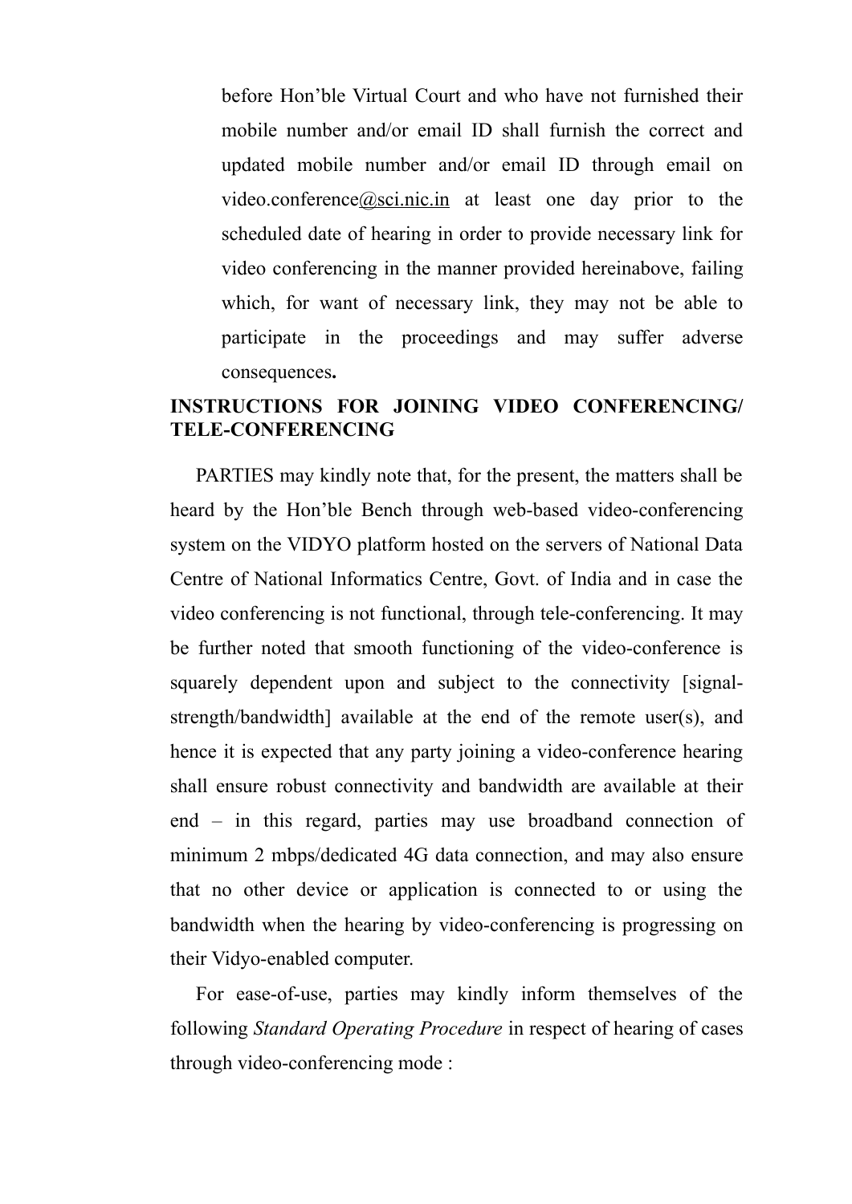before Hon'ble Virtual Court and who have not furnished their mobile number and/or email ID shall furnish the correct and updated mobile number and/or email ID through email on video.conference@sci.nic.in at least one day prior to the scheduled date of hearing in order to provide necessary link for video conferencing in the manner provided hereinabove, failing which, for want of necessary link, they may not be able to participate in the proceedings and may suffer adverse consequences**.**

**INSTRUCTIONS FOR JOINING VIDEO CONFERENCING/ TELE-CONFERENCING**

PARTIES may kindly note that, for the present, the matters shall be heard by the Hon'ble Bench through web-based video-conferencing system on the VIDYO platform hosted on the servers of National Data Centre of National Informatics Centre, Govt. of India and in case the video conferencing is not functional, through tele-conferencing. It may be further noted that smooth functioning of the video-conference is squarely dependent upon and subject to the connectivity [signal-strength/bandwidth] available at the end of the remote user(s), and hence it is expected that any party joining a video-conference hearing shall ensure robust connectivity and bandwidth are available at their end – in this regard, parties may use broadband connection of minimum 2 mbps/dedicated 4G data connection, and may also ensure that no other device or application is connected to or using the bandwidth when the hearing by video-conferencing is progressing on their Vidyo-enabled computer.

For ease-of-use, parties may kindly inform themselves of the following *Standard Operating Procedure* in respect of hearing of cases through video-conferencing mode :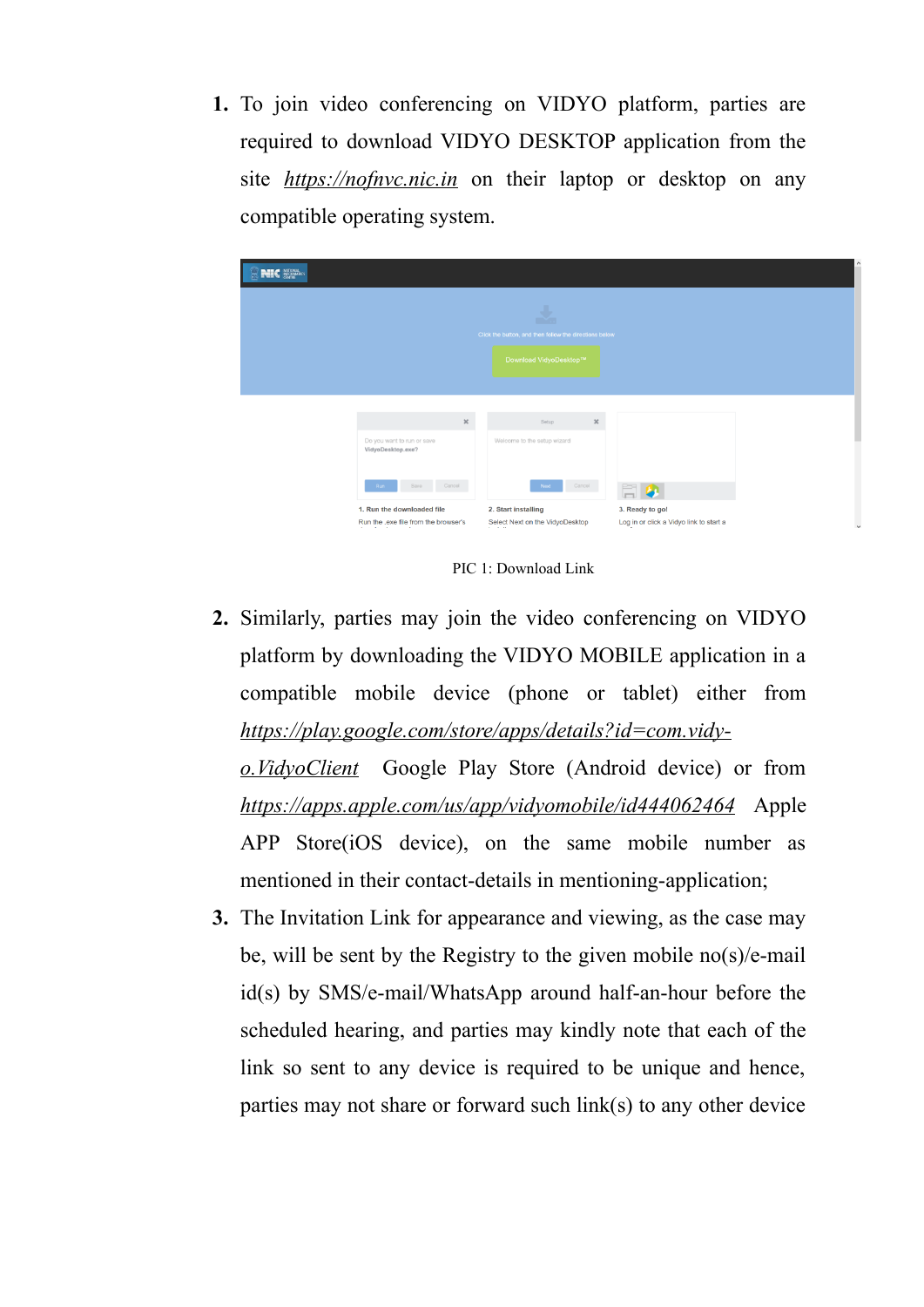1. To join video conferencing on VIDYO platform, parties are required to download VIDYO DESKTOP application from the site *https://nofnvc.nic.in* on their laptop or desktop on any compatible operating system.

PIC 1: Download Link

2. Similarly, parties may join the video conferencing on VIDYO platform by downloading the VIDYO MOBILE application in a compatible mobile device (phone or tablet) either from *https://play.google.com/store/apps/details?id=com.vidyo.VidyoClient* Google Play Store (Android device) or from *https://apps.apple.com/us/app/vidyomobile/id444062464* Apple APP Store(iOS device), on the same mobile number as mentioned in their contact-details in mentioning-application;
3. The Invitation Link for appearance and viewing, as the case may be, will be sent by the Registry to the given mobile no(s)/e-mail id(s) by SMS/e-mail/WhatsApp around half-an-hour before the scheduled hearing, and parties may kindly note that each of the link so sent to any device is required to be unique and hence, parties may not share or forward such link(s) to any other device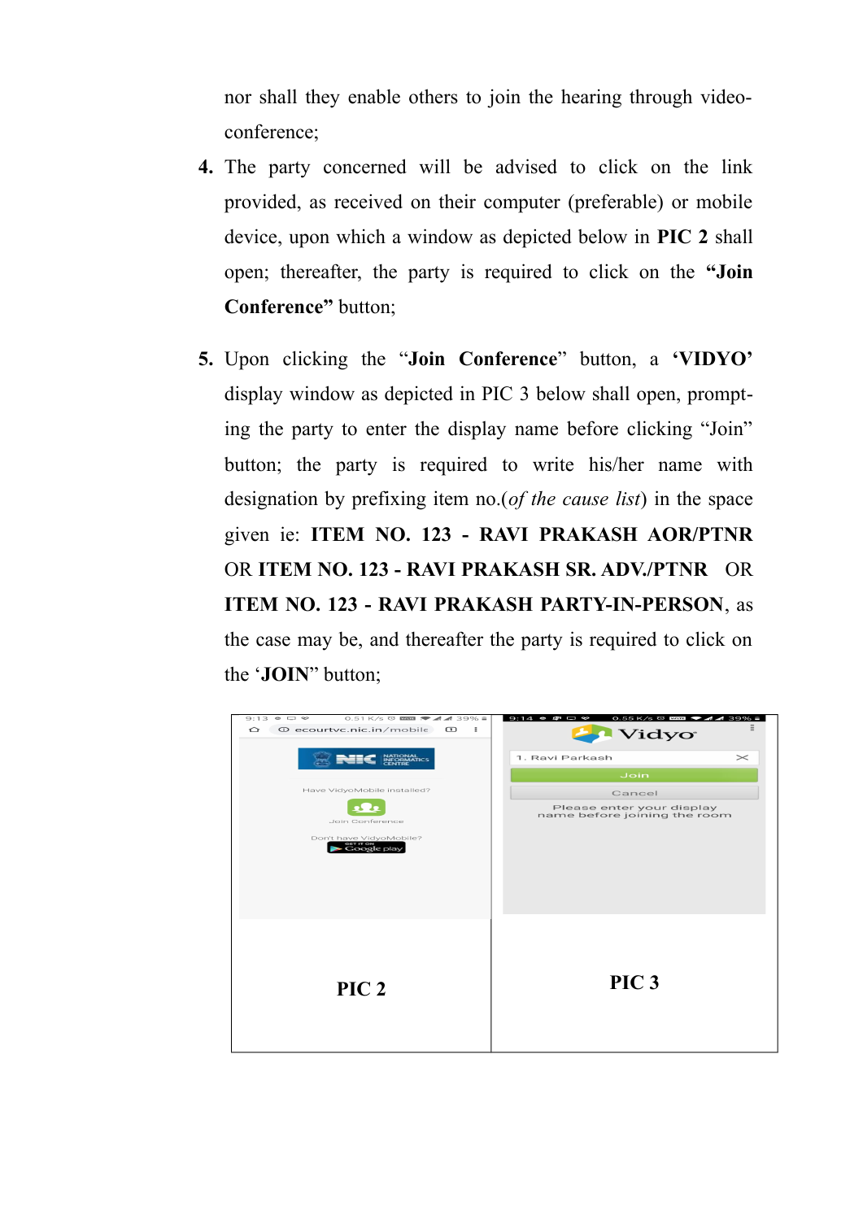nor shall they enable others to join the hearing through video-conference;

4. The party concerned will be advised to click on the link provided, as received on their computer (preferable) or mobile device, upon which a window as depicted below in **PIC 2** shall open; thereafter, the party is required to click on the **"Join Conference"** button;

5. Upon clicking the "**Join Conference**" button, a **'VIDYO'** display window as depicted in PIC 3 below shall open, prompting the party to enter the display name before clicking "Join" button; the party is required to write his/her name with designation by prefixing item no.(*of the cause list*) in the space given ie: **ITEM NO. 123 - RAVI PRAKASH AOR/PTNR** OR **ITEM NO. 123 - RAVI PRAKASH SR. ADV./PTNR** OR **ITEM NO. 123 - RAVI PRAKASH PARTY-IN-PERSON**, as the case may be, and thereafter the party is required to click on the '**JOIN**" button;

| **PIC 2** | **PIC 3** |
|---|---|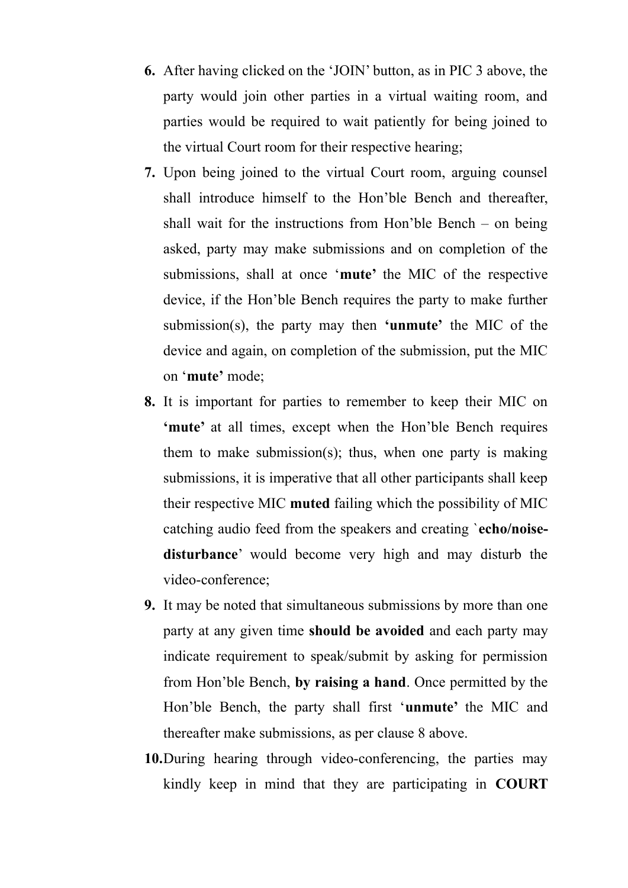6. After having clicked on the 'JOIN' button, as in PIC 3 above, the party would join other parties in a virtual waiting room, and parties would be required to wait patiently for being joined to the virtual Court room for their respective hearing;
7. Upon being joined to the virtual Court room, arguing counsel shall introduce himself to the Hon'ble Bench and thereafter, shall wait for the instructions from Hon'ble Bench – on being asked, party may make submissions and on completion of the submissions, shall at once '**mute'** the MIC of the respective device, if the Hon'ble Bench requires the party to make further submission(s), the party may then **'unmute'** the MIC of the device and again, on completion of the submission, put the MIC on '**mute'** mode;
8. It is important for parties to remember to keep their MIC on **'mute'** at all times, except when the Hon'ble Bench requires them to make submission(s); thus, when one party is making submissions, it is imperative that all other participants shall keep their respective MIC **muted** failing which the possibility of MIC catching audio feed from the speakers and creating `**echo/noise-disturbance**' would become very high and may disturb the video-conference;
9. It may be noted that simultaneous submissions by more than one party at any given time **should be avoided** and each party may indicate requirement to speak/submit by asking for permission from Hon'ble Bench, **by raising a hand**. Once permitted by the Hon'ble Bench, the party shall first '**unmute'** the MIC and thereafter make submissions, as per clause 8 above.
10. During hearing through video-conferencing, the parties may kindly keep in mind that they are participating in **COURT**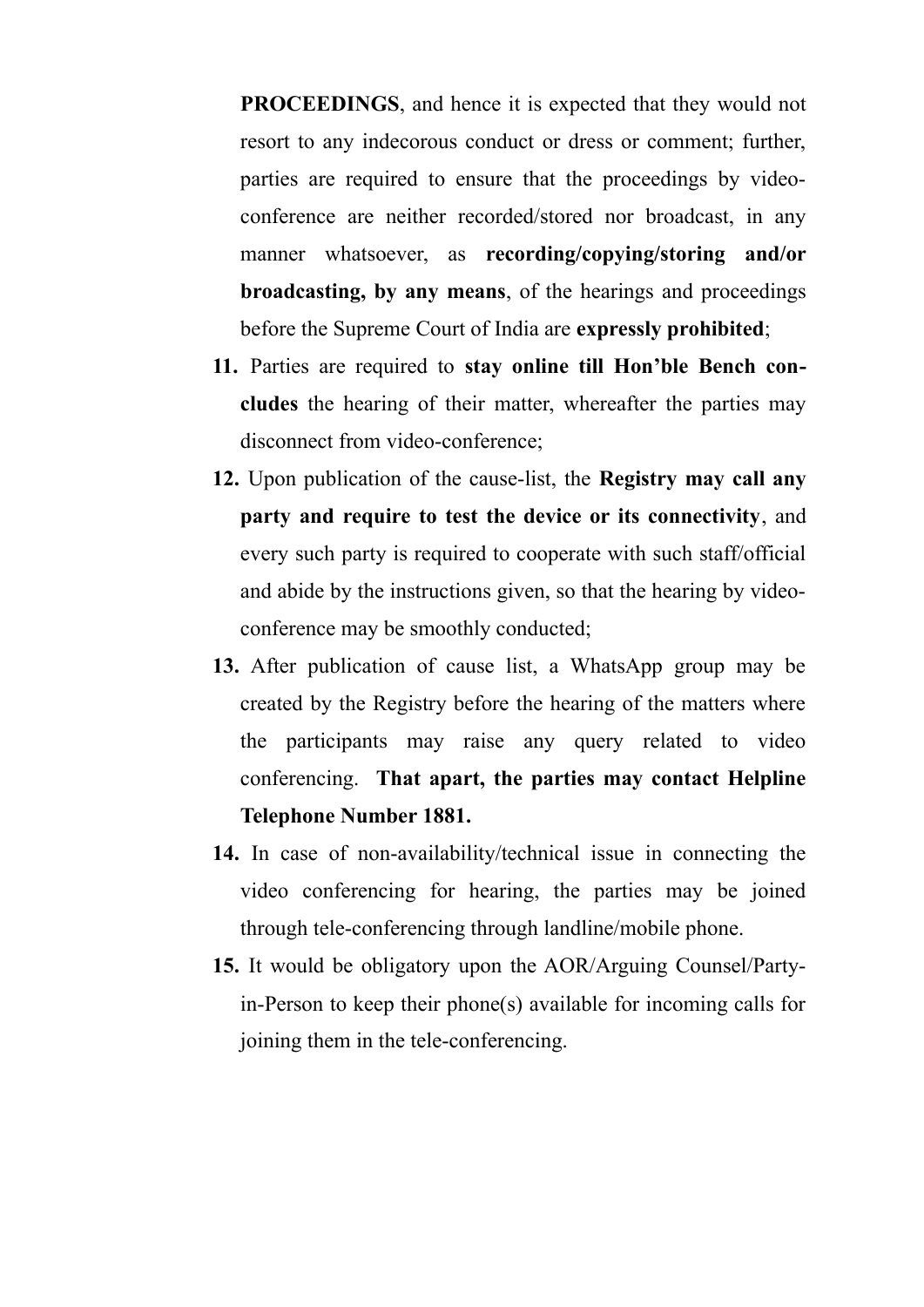**PROCEEDINGS**, and hence it is expected that they would not resort to any indecorous conduct or dress or comment; further, parties are required to ensure that the proceedings by video-conference are neither recorded/stored nor broadcast, in any manner whatsoever, as **recording/copying/storing and/or broadcasting, by any means**, of the hearings and proceedings before the Supreme Court of India are **expressly prohibited**;

11. Parties are required to **stay online till Hon'ble Bench concludes** the hearing of their matter, whereafter the parties may disconnect from video-conference;
12. Upon publication of the cause-list, the **Registry may call any party and require to test the device or its connectivity**, and every such party is required to cooperate with such staff/official and abide by the instructions given, so that the hearing by video-conference may be smoothly conducted;
13. After publication of cause list, a WhatsApp group may be created by the Registry before the hearing of the matters where the participants may raise any query related to video conferencing. **That apart, the parties may contact Helpline Telephone Number 1881.**
14. In case of non-availability/technical issue in connecting the video conferencing for hearing, the parties may be joined through tele-conferencing through landline/mobile phone.
15. It would be obligatory upon the AOR/Arguing Counsel/Party-in-Person to keep their phone(s) available for incoming calls for joining them in the tele-conferencing.